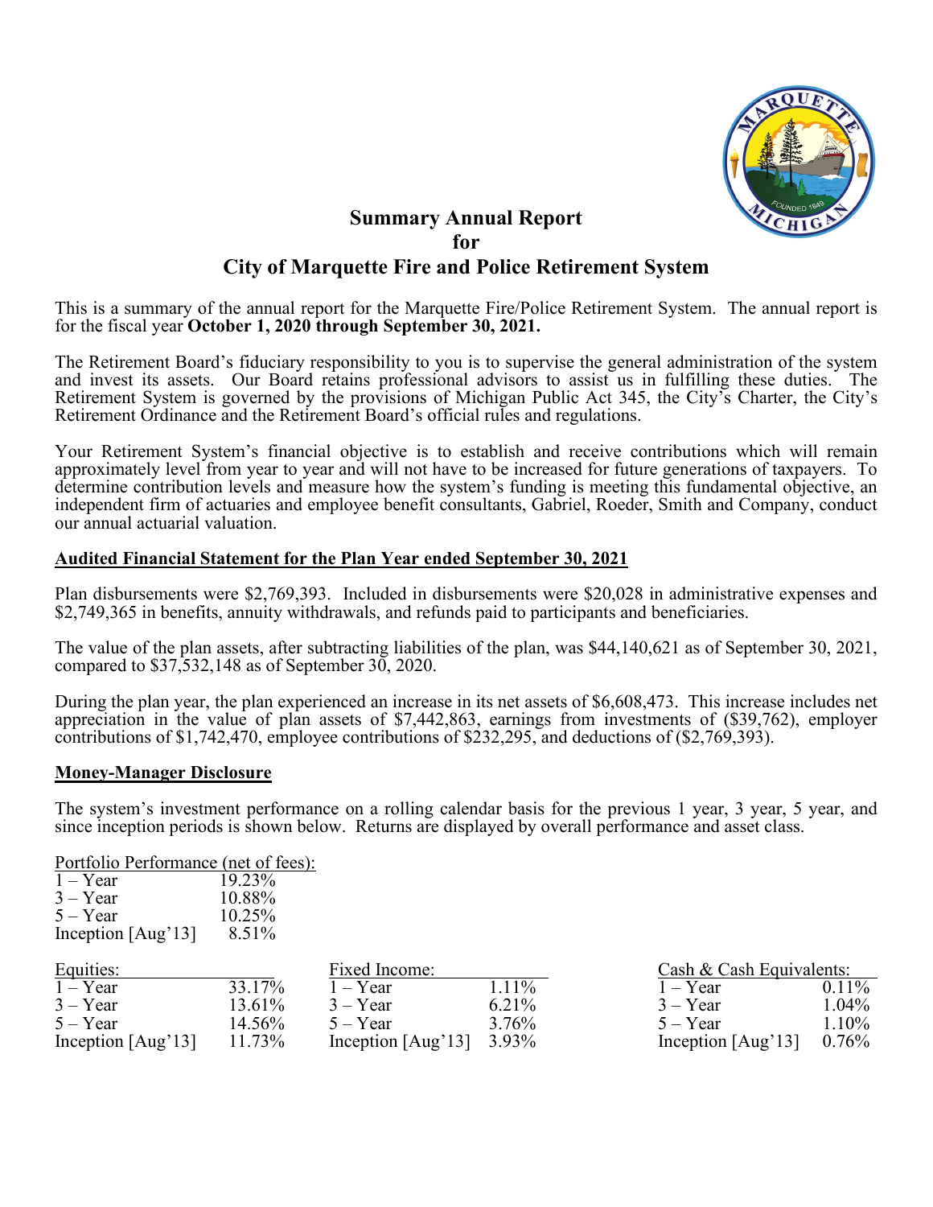# Summary Annual Report for City of Marquette Fire and Police Retirement System

This is a summary of the annual report for the Marquette Fire/Police Retirement System. The annual report is for the fiscal year **October 1, 2020 through September 30, 2021.**

The Retirement Board's fiduciary responsibility to you is to supervise the general administration of the system and invest its assets. Our Board retains professional advisors to assist us in fulfilling these duties. The Retirement System is governed by the provisions of Michigan Public Act 345, the City's Charter, the City's Retirement Ordinance and the Retirement Board's official rules and regulations.

Your Retirement System's financial objective is to establish and receive contributions which will remain approximately level from year to year and will not have to be increased for future generations of taxpayers. To determine contribution levels and measure how the system's funding is meeting this fundamental objective, an independent firm of actuaries and employee benefit consultants, Gabriel, Roeder, Smith and Company, conduct our annual actuarial valuation.

## Audited Financial Statement for the Plan Year ended September 30, 2021

Plan disbursements were $2,769,393. Included in disbursements were $20,028 in administrative expenses and $2,749,365 in benefits, annuity withdrawals, and refunds paid to participants and beneficiaries.

The value of the plan assets, after subtracting liabilities of the plan, was $44,140,621 as of September 30, 2021, compared to $37,532,148 as of September 30, 2020.

During the plan year, the plan experienced an increase in its net assets of $6,608,473. This increase includes net appreciation in the value of plan assets of $7,442,863, earnings from investments of ($39,762), employer contributions of $1,742,470, employee contributions of $232,295, and deductions of ($2,769,393).

## Money-Manager Disclosure

The system's investment performance on a rolling calendar basis for the previous 1 year, 3 year, 5 year, and since inception periods is shown below. Returns are displayed by overall performance and asset class.

| Portfolio Performance (net of fees): | |
|---|---|
| 1 – Year | 19.23% |
| 3 – Year | 10.88% |
| 5 – Year | 10.25% |
| Inception [Aug'13] | 8.51% |

| Equities: | |
|---|---|
| 1 – Year | 33.17% |
| 3 – Year | 13.61% |
| 5 – Year | 14.56% |
| Inception [Aug'13] | 11.73% |

| Fixed Income: | |
|---|---|
| 1 – Year | 1.11% |
| 3 – Year | 6.21% |
| 5 – Year | 3.76% |
| Inception [Aug'13] | 3.93% |

| Cash & Cash Equivalents: | |
|---|---|
| 1 – Year | 0.11% |
| 3 – Year | 1.04% |
| 5 – Year | 1.10% |
| Inception [Aug'13] | 0.76% |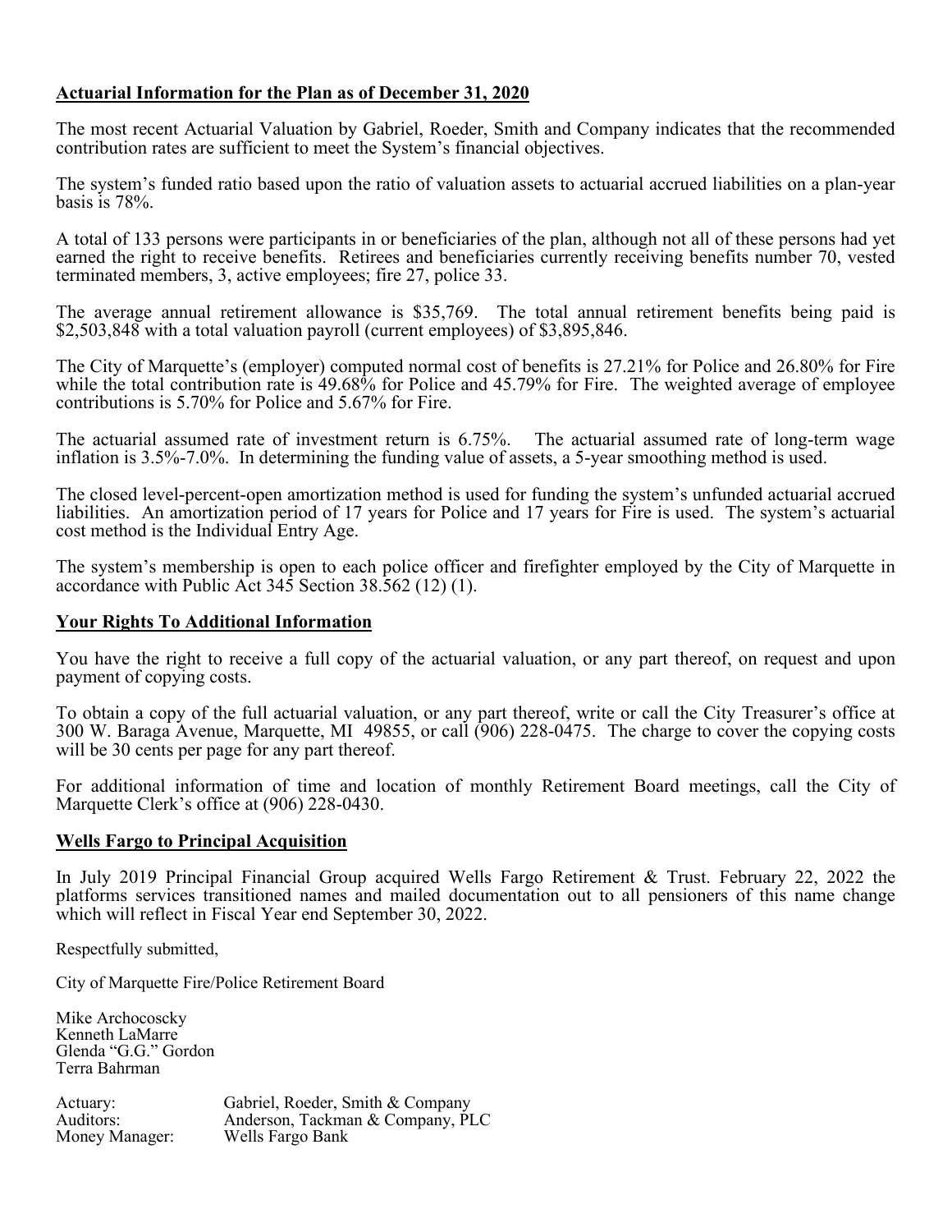## Actuarial Information for the Plan as of December 31, 2020

The most recent Actuarial Valuation by Gabriel, Roeder, Smith and Company indicates that the recommended contribution rates are sufficient to meet the System's financial objectives.

The system's funded ratio based upon the ratio of valuation assets to actuarial accrued liabilities on a plan-year basis is 78%.

A total of 133 persons were participants in or beneficiaries of the plan, although not all of these persons had yet earned the right to receive benefits. Retirees and beneficiaries currently receiving benefits number 70, vested terminated members, 3, active employees; fire 27, police 33.

The average annual retirement allowance is $35,769. The total annual retirement benefits being paid is $2,503,848 with a total valuation payroll (current employees) of $3,895,846.

The City of Marquette's (employer) computed normal cost of benefits is 27.21% for Police and 26.80% for Fire while the total contribution rate is 49.68% for Police and 45.79% for Fire. The weighted average of employee contributions is 5.70% for Police and 5.67% for Fire.

The actuarial assumed rate of investment return is 6.75%. The actuarial assumed rate of long-term wage inflation is 3.5%-7.0%. In determining the funding value of assets, a 5-year smoothing method is used.

The closed level-percent-open amortization method is used for funding the system's unfunded actuarial accrued liabilities. An amortization period of 17 years for Police and 17 years for Fire is used. The system's actuarial cost method is the Individual Entry Age.

The system's membership is open to each police officer and firefighter employed by the City of Marquette in accordance with Public Act 345 Section 38.562 (12) (1).

## Your Rights To Additional Information

You have the right to receive a full copy of the actuarial valuation, or any part thereof, on request and upon payment of copying costs.

To obtain a copy of the full actuarial valuation, or any part thereof, write or call the City Treasurer's office at 300 W. Baraga Avenue, Marquette, MI 49855, or call (906) 228-0475. The charge to cover the copying costs will be 30 cents per page for any part thereof.

For additional information of time and location of monthly Retirement Board meetings, call the City of Marquette Clerk's office at (906) 228-0430.

## Wells Fargo to Principal Acquisition

In July 2019 Principal Financial Group acquired Wells Fargo Retirement & Trust. February 22, 2022 the platforms services transitioned names and mailed documentation out to all pensioners of this name change which will reflect in Fiscal Year end September 30, 2022.

Respectfully submitted,

City of Marquette Fire/Police Retirement Board

Mike Archocoscky
Kenneth LaMarre
Glenda "G.G." Gordon
Terra Bahrman

Actuary: Gabriel, Roeder, Smith & Company
Auditors: Anderson, Tackman & Company, PLC
Money Manager: Wells Fargo Bank